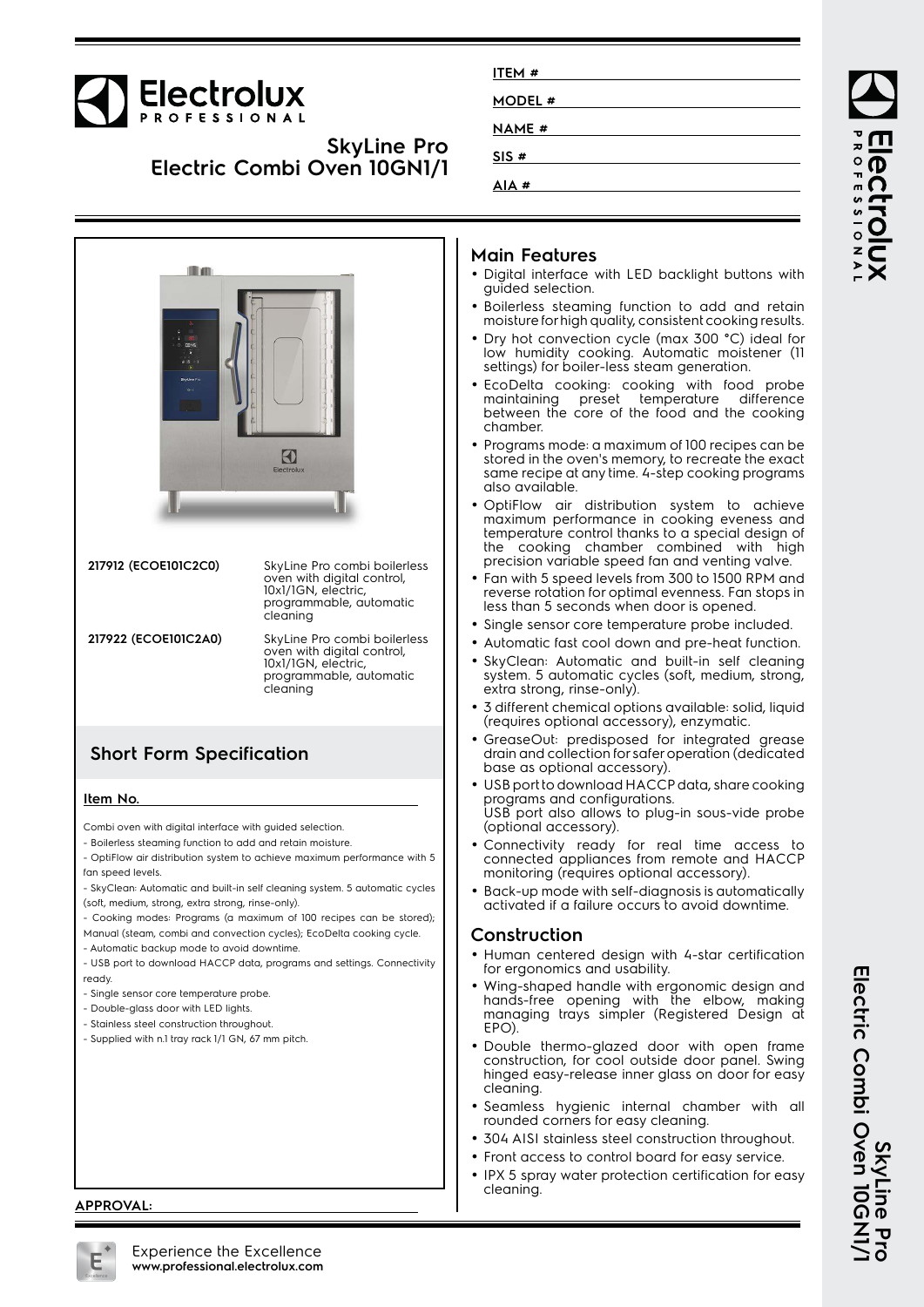# Electrolux PROFESSIONAL

## SkyLine Pro Electric Combi Oven 10GN1/1

ITEM # ______

MODEL # ______

NAME # ______

SIS # ______

AIA # ______

| | |
|---|---|
| **217912 (ECOE101C2C0)** | SkyLine Pro combi boilerless oven with digital control, 10x1/1GN, electric, programmable, automatic cleaning |
| **217922 (ECOE101C2A0)** | SkyLine Pro combi boilerless oven with digital control, 10x1/1GN, electric, programmable, automatic cleaning |

## Short Form Specification

**Item No.** ______

Combi oven with digital interface with guided selection.

- Boilerless steaming function to add and retain moisture.
- OptiFlow air distribution system to achieve maximum performance with 5 fan speed levels.
- SkyClean: Automatic and built-in self cleaning system. 5 automatic cycles (soft, medium, strong, extra strong, rinse-only).
- Cooking modes: Programs (a maximum of 100 recipes can be stored); Manual (steam, combi and convection cycles); EcoDelta cooking cycle.
- Automatic backup mode to avoid downtime.
- USB port to download HACCP data, programs and settings. Connectivity ready.
- Single sensor core temperature probe.
- Double-glass door with LED lights.
- Stainless steel construction throughout.
- Supplied with n.1 tray rack 1/1 GN, 67 mm pitch.

**APPROVAL:** ______

## Main Features

- Digital interface with LED backlight buttons with guided selection.
- Boilerless steaming function to add and retain moisture for high quality, consistent cooking results.
- Dry hot convection cycle (max 300 °C) ideal for low humidity cooking. Automatic moistener (11 settings) for boiler-less steam generation.
- EcoDelta cooking: cooking with food probe maintaining preset temperature difference between the core of the food and the cooking chamber.
- Programs mode: a maximum of 100 recipes can be stored in the oven's memory, to recreate the exact same recipe at any time. 4-step cooking programs also available.
- OptiFlow air distribution system to achieve maximum performance in cooking eveness and temperature control thanks to a special design of the cooking chamber combined with high precision variable speed fan and venting valve.
- Fan with 5 speed levels from 300 to 1500 RPM and reverse rotation for optimal evenness. Fan stops in less than 5 seconds when door is opened.
- Single sensor core temperature probe included.
- Automatic fast cool down and pre-heat function.
- SkyClean: Automatic and built-in self cleaning system. 5 automatic cycles (soft, medium, strong, extra strong, rinse-only).
- 3 different chemical options available: solid, liquid (requires optional accessory), enzymatic.
- GreaseOut: predisposed for integrated grease drain and collection for safer operation (dedicated base as optional accessory).
- USB port to download HACCP data, share cooking programs and configurations.
  USB port also allows to plug-in sous-vide probe (optional accessory).
- Connectivity ready for real time access to connected appliances from remote and HACCP monitoring (requires optional accessory).
- Back-up mode with self-diagnosis is automatically activated if a failure occurs to avoid downtime.

## Construction

- Human centered design with 4-star certification for ergonomics and usability.
- Wing-shaped handle with ergonomic design and hands-free opening with the elbow, making managing trays simpler (Registered Design at EPO).
- Double thermo-glazed door with open frame construction, for cool outside door panel. Swing hinged easy-release inner glass on door for easy cleaning.
- Seamless hygienic internal chamber with all rounded corners for easy cleaning.
- 304 AISI stainless steel construction throughout.
- Front access to control board for easy service.
- IPX 5 spray water protection certification for easy cleaning.

Experience the Excellence
**www.professional.electrolux.com**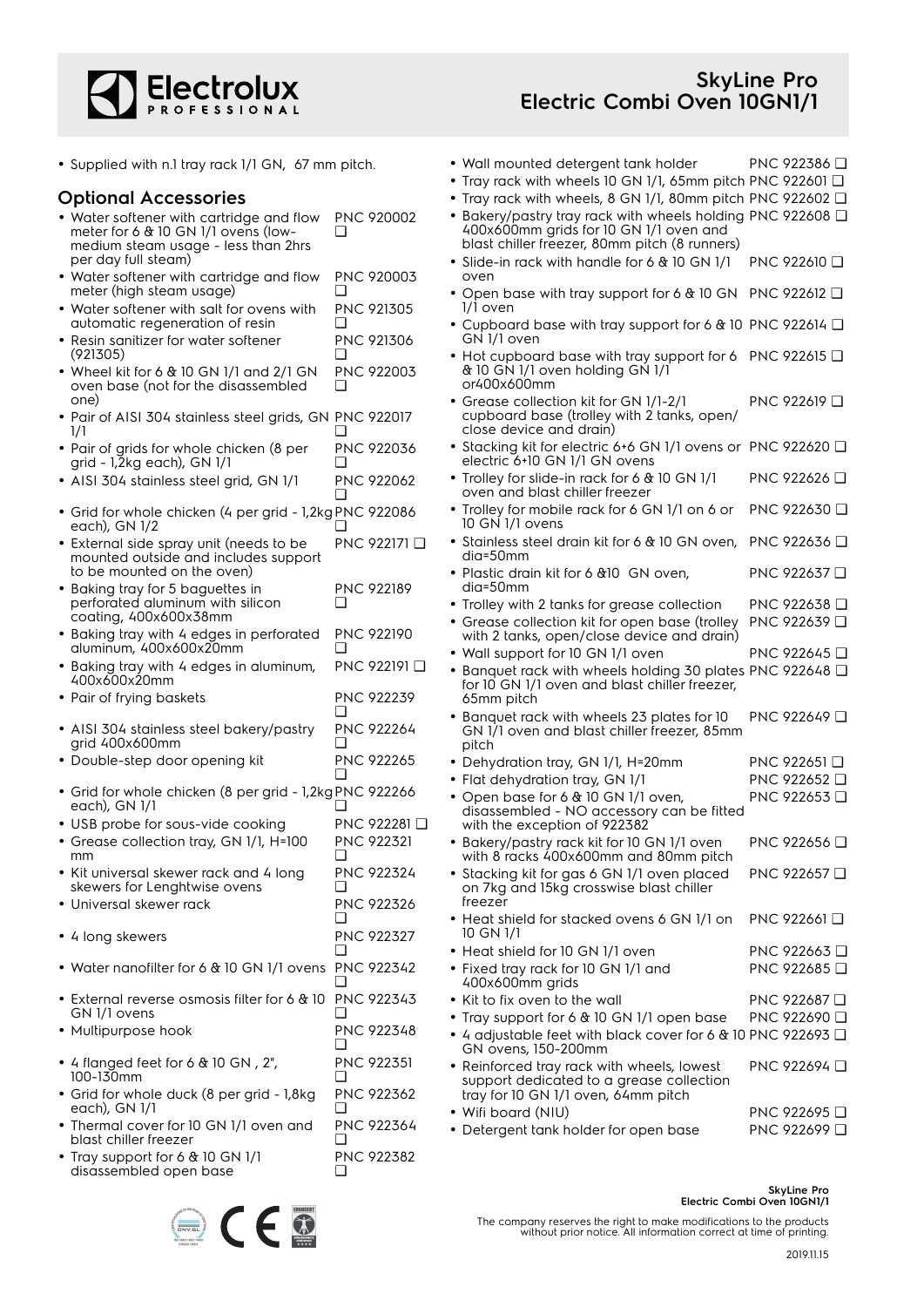- Supplied with n.1 tray rack 1/1 GN, 67 mm pitch.

## Optional Accessories

- Water softener with cartridge and flow meter for 6 & 10 GN 1/1 ovens (low-medium steam usage - less than 2hrs per day full steam) PNC 920002 ❑
- Water softener with cartridge and flow meter (high steam usage) PNC 920003 ❑
- Water softener with salt for ovens with automatic regeneration of resin PNC 921305 ❑
- Resin sanitizer for water softener (921305) PNC 921306 ❑
- Wheel kit for 6 & 10 GN 1/1 and 2/1 GN oven base (not for the disassembled one) PNC 922003 ❑
- Pair of AISI 304 stainless steel grids, GN 1/1 PNC 922017 ❑
- Pair of grids for whole chicken (8 per grid - 1,2kg each), GN 1/1 PNC 922036 ❑
- AISI 304 stainless steel grid, GN 1/1 PNC 922062 ❑
- Grid for whole chicken (4 per grid - 1,2kg each), GN 1/2 PNC 922086 ❑
- External side spray unit (needs to be mounted outside and includes support to be mounted on the oven) PNC 922171 ❑
- Baking tray for 5 baguettes in perforated aluminum with silicon coating, 400x600x38mm PNC 922189 ❑
- Baking tray with 4 edges in perforated aluminum, 400x600x20mm PNC 922190 ❑
- Baking tray with 4 edges in aluminum, 400x600x20mm PNC 922191 ❑
- Pair of frying baskets PNC 922239 ❑
- AISI 304 stainless steel bakery/pastry grid 400x600mm PNC 922264 ❑
- Double-step door opening kit PNC 922265 ❑
- Grid for whole chicken (8 per grid - 1,2kg each), GN 1/1 PNC 922266 ❑
- USB probe for sous-vide cooking PNC 922281 ❑
- Grease collection tray, GN 1/1, H=100 mm PNC 922321 ❑
- Kit universal skewer rack and 4 long skewers for Lenghtwise ovens PNC 922324 ❑
- Universal skewer rack PNC 922326 ❑
- 4 long skewers PNC 922327 ❑
- Water nanofilter for 6 & 10 GN 1/1 ovens PNC 922342 ❑
- External reverse osmosis filter for 6 & 10 GN 1/1 ovens PNC 922343 ❑
- Multipurpose hook PNC 922348 ❑
- 4 flanged feet for 6 & 10 GN , 2", 100-130mm PNC 922351 ❑
- Grid for whole duck (8 per grid - 1,8kg each), GN 1/1 PNC 922362 ❑
- Thermal cover for 10 GN 1/1 oven and blast chiller freezer PNC 922364 ❑
- Tray support for 6 & 10 GN 1/1 disassembled open base PNC 922382 ❑
- Wall mounted detergent tank holder PNC 922386 ❑
- Tray rack with wheels 10 GN 1/1, 65mm pitch PNC 922601 ❑
- Tray rack with wheels, 8 GN 1/1, 80mm pitch PNC 922602 ❑
- Bakery/pastry tray rack with wheels holding 400x600mm grids for 10 GN 1/1 oven and blast chiller freezer, 80mm pitch (8 runners) PNC 922608 ❑
- Slide-in rack with handle for 6 & 10 GN 1/1 oven PNC 922610 ❑
- Open base with tray support for 6 & 10 GN 1/1 oven PNC 922612 ❑
- Cupboard base with tray support for 6 & 10 GN 1/1 oven PNC 922614 ❑
- Hot cupboard base with tray support for 6 & 10 GN 1/1 oven holding GN 1/1 or400x600mm PNC 922615 ❑
- Grease collection kit for GN 1/1-2/1 cupboard base (trolley with 2 tanks, open/close device and drain) PNC 922619 ❑
- Stacking kit for electric 6+6 GN 1/1 ovens or electric 6+10 GN 1/1 GN ovens PNC 922620 ❑
- Trolley for slide-in rack for 6 & 10 GN 1/1 oven and blast chiller freezer PNC 922626 ❑
- Trolley for mobile rack for 6 GN 1/1 on 6 or 10 GN 1/1 ovens PNC 922630 ❑
- Stainless steel drain kit for 6 & 10 GN oven, dia=50mm PNC 922636 ❑
- Plastic drain kit for 6 &10 GN oven, dia=50mm PNC 922637 ❑
- Trolley with 2 tanks for grease collection PNC 922638 ❑
- Grease collection kit for open base (trolley with 2 tanks, open/close device and drain) PNC 922639 ❑
- Wall support for 10 GN 1/1 oven PNC 922645 ❑
- Banquet rack with wheels holding 30 plates for 10 GN 1/1 oven and blast chiller freezer, 65mm pitch PNC 922648 ❑
- Banquet rack with wheels 23 plates for 10 GN 1/1 oven and blast chiller freezer, 85mm pitch PNC 922649 ❑
- Dehydration tray, GN 1/1, H=20mm PNC 922651 ❑
- Flat dehydration tray, GN 1/1 PNC 922652 ❑
- Open base for 6 & 10 GN 1/1 oven, disassembled - NO accessory can be fitted with the exception of 922382 PNC 922653 ❑
- Bakery/pastry rack kit for 10 GN 1/1 oven with 8 racks 400x600mm and 80mm pitch PNC 922656 ❑
- Stacking kit for gas 6 GN 1/1 oven placed on 7kg and 15kg crosswise blast chiller freezer PNC 922657 ❑
- Heat shield for stacked ovens 6 GN 1/1 on 10 GN 1/1 PNC 922661 ❑
- Heat shield for 10 GN 1/1 oven PNC 922663 ❑
- Fixed tray rack for 10 GN 1/1 and 400x600mm grids PNC 922685 ❑
- Kit to fix oven to the wall PNC 922687 ❑
- Tray support for 6 & 10 GN 1/1 open base PNC 922690 ❑
- 4 adjustable feet with black cover for 6 & 10 GN ovens, 150-200mm PNC 922693 ❑
- Reinforced tray rack with wheels, lowest support dedicated to a grease collection tray for 10 GN 1/1 oven, 64mm pitch PNC 922694 ❑
- Wifi board (NIU) PNC 922695 ❑
- Detergent tank holder for open base PNC 922699 ❑

The company reserves the right to make modifications to the products without prior notice. All information correct at time of printing.

2019.11.15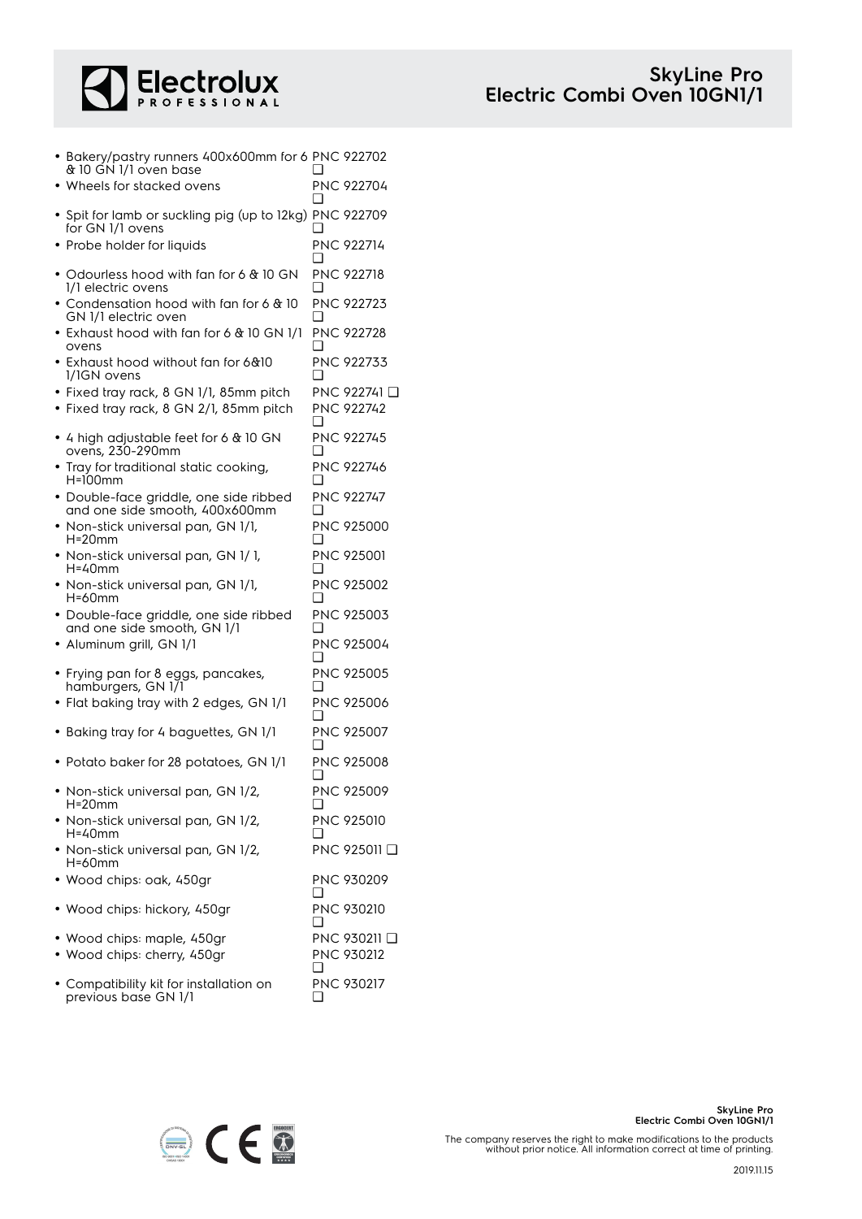- Bakery/pastry runners 400x600mm for 6 & 10 GN 1/1 oven base PNC 922702 ❑
- Wheels for stacked ovens PNC 922704 ❑
- Spit for lamb or suckling pig (up to 12kg) for GN 1/1 ovens PNC 922709 ❑
- Probe holder for liquids PNC 922714 ❑
- Odourless hood with fan for 6 & 10 GN 1/1 electric ovens PNC 922718 ❑
- Condensation hood with fan for 6 & 10 GN 1/1 electric oven PNC 922723 ❑
- Exhaust hood with fan for 6 & 10 GN 1/1 ovens PNC 922728 ❑
- Exhaust hood without fan for 6&10 1/1GN ovens PNC 922733 ❑
- Fixed tray rack, 8 GN 1/1, 85mm pitch PNC 922741 ❑
- Fixed tray rack, 8 GN 2/1, 85mm pitch PNC 922742 ❑
- 4 high adjustable feet for 6 & 10 GN ovens, 230-290mm PNC 922745 ❑
- Tray for traditional static cooking, H=100mm PNC 922746 ❑
- Double-face griddle, one side ribbed and one side smooth, 400x600mm PNC 922747 ❑
- Non-stick universal pan, GN 1/1, H=20mm PNC 925000 ❑
- Non-stick universal pan, GN 1/ 1, H=40mm PNC 925001 ❑
- Non-stick universal pan, GN 1/1, H=60mm PNC 925002 ❑
- Double-face griddle, one side ribbed and one side smooth, GN 1/1 PNC 925003 ❑
- Aluminum grill, GN 1/1 PNC 925004 ❑
- Frying pan for 8 eggs, pancakes, hamburgers, GN 1/1 PNC 925005 ❑
- Flat baking tray with 2 edges, GN 1/1 PNC 925006 ❑
- Baking tray for 4 baguettes, GN 1/1 PNC 925007 ❑
- Potato baker for 28 potatoes, GN 1/1 PNC 925008 ❑
- Non-stick universal pan, GN 1/2, H=20mm PNC 925009 ❑
- Non-stick universal pan, GN 1/2, H=40mm PNC 925010 ❑
- Non-stick universal pan, GN 1/2, H=60mm PNC 925011 ❑
- Wood chips: oak, 450gr PNC 930209 ❑
- Wood chips: hickory, 450gr PNC 930210 ❑
- Wood chips: maple, 450gr PNC 930211 ❑
- Wood chips: cherry, 450gr PNC 930212 ❑
- Compatibility kit for installation on previous base GN 1/1 PNC 930217 ❑

The company reserves the right to make modifications to the products without prior notice. All information correct at time of printing.

2019.11.15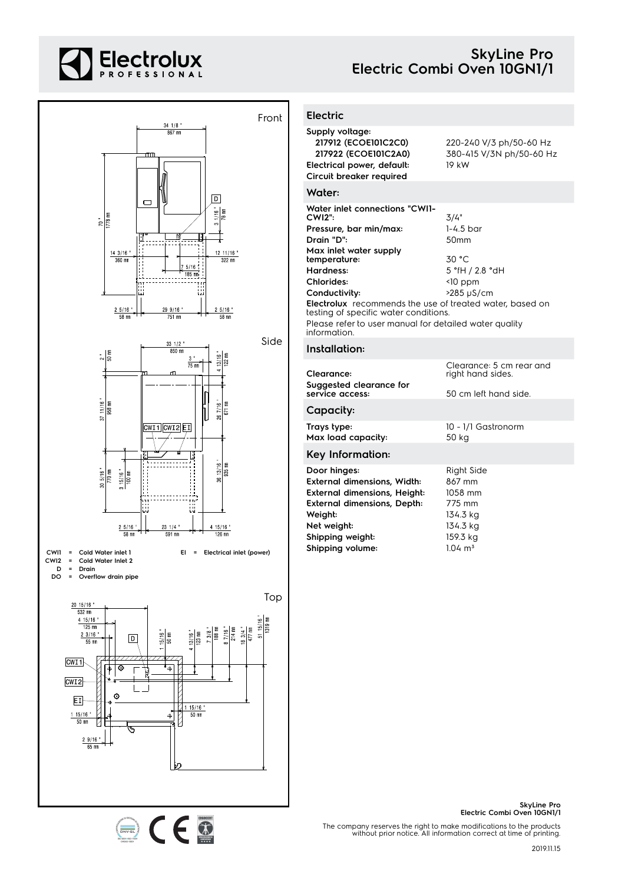# SkyLine Pro
# Electric Combi Oven 10GN1/1

Front

34 1/8 "
867 mm

70 "
1778 mm

D

3 1/16 "
78 mm

14 3/16 "
360 mm

12 11/16 "
322 mm

7 5/16 "
185 mm

2 5/16 "
58 mm

29 9/16 "
751 mm

2 5/16 "
58 mm

Side

33 1/2 "
850 mm

2 "
50 mm

3 "
75 mm

4 13/16 "
122 mm

37 11/16 "
958 mm

26 7/16 "
671 mm

CWI1 CWI2 EI

30 5/16 "
770 mm

3 15/16 "
100 mm

36 13/16 "
935 mm

2 5/16 "
58 mm

23 1/4 "
591 mm

4 15/16 "
126 mm

CWI1 = Cold Water inlet 1
CWI2 = Cold Water Inlet 2
D = Drain
DO = Overflow drain pipe
EI = Electrical inlet (power)

Top

20 15/16 "
532 mm

4 15/16 "
125 mm

2 3/16 "
55 mm

D

1 15/16 "
50 mm

4 13/16 "
123 mm

7 3/8 "
188 mm

8 7/16 "
214 mm

18 3/4 "
477 mm

51 15/16 "
1319 mm

CWI1

CWI2

EI

1 15/16 "
50 mm

1 15/16 "
50 mm

2 9/16 "
65 mm

## Electric

| | |
|---|---|
| **Supply voltage:** | |
| **217912 (ECOE101C2C0)** | 220-240 V/3 ph/50-60 Hz |
| **217922 (ECOE101C2A0)** | 380-415 V/3N ph/50-60 Hz |
| **Electrical power, default:** | 19 kW |
| **Circuit breaker required** | |

## Water:

| | |
|---|---|
| **Water inlet connections "CWI1-CWI2":** | 3/4" |
| **Pressure, bar min/max:** | 1-4.5 bar |
| **Drain "D":** | 50mm |
| **Max inlet water supply temperature:** | 30 °C |
| **Hardness:** | 5 °fH / 2.8 °dH |
| **Chlorides:** | <10 ppm |
| **Conductivity:** | >285 µS/cm |

**Electrolux** recommends the use of treated water, based on testing of specific water conditions.

Please refer to user manual for detailed water quality information.

## Installation:

| | |
|---|---|
| **Clearance:** | Clearance: 5 cm rear and right hand sides. |
| **Suggested clearance for service access:** | 50 cm left hand side. |

## Capacity:

| | |
|---|---|
| **Trays type:** | 10 - 1/1 Gastronorm |
| **Max load capacity:** | 50 kg |

## Key Information:

| | |
|---|---|
| **Door hinges:** | Right Side |
| **External dimensions, Width:** | 867 mm |
| **External dimensions, Height:** | 1058 mm |
| **External dimensions, Depth:** | 775 mm |
| **Weight:** | 134.3 kg |
| **Net weight:** | 134.3 kg |
| **Shipping weight:** | 159.3 kg |
| **Shipping volume:** | 1.04 m³ |

The company reserves the right to make modifications to the products without prior notice. All information correct at time of printing.

2019.11.15